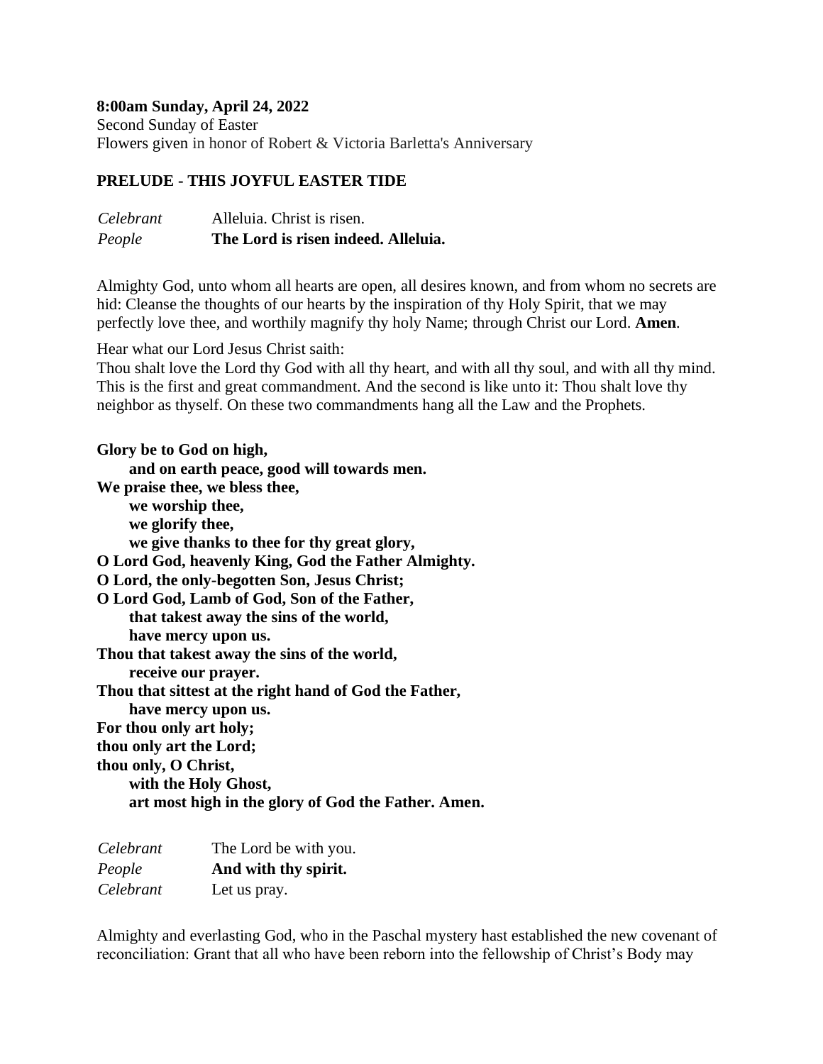**8:00am Sunday, April 24, 2022**
Second Sunday of Easter
Flowers given in honor of Robert & Victoria Barletta's Anniversary

**PRELUDE - THIS JOYFUL EASTER TIDE**

*Celebrant* Alleluia. Christ is risen.
*People* **The Lord is risen indeed. Alleluia.**

Almighty God, unto whom all hearts are open, all desires known, and from whom no secrets are hid: Cleanse the thoughts of our hearts by the inspiration of thy Holy Spirit, that we may perfectly love thee, and worthily magnify thy holy Name; through Christ our Lord. **Amen**.

Hear what our Lord Jesus Christ saith:
Thou shalt love the Lord thy God with all thy heart, and with all thy soul, and with all thy mind. This is the first and great commandment. And the second is like unto it: Thou shalt love thy neighbor as thyself. On these two commandments hang all the Law and the Prophets.

**Glory be to God on high,**
**and on earth peace, good will towards men.**
**We praise thee, we bless thee,**
**we worship thee,**
**we glorify thee,**
**we give thanks to thee for thy great glory,**
**O Lord God, heavenly King, God the Father Almighty.**
**O Lord, the only-begotten Son, Jesus Christ;**
**O Lord God, Lamb of God, Son of the Father,**
**that takest away the sins of the world,**
**have mercy upon us.**
**Thou that takest away the sins of the world,**
**receive our prayer.**
**Thou that sittest at the right hand of God the Father,**
**have mercy upon us.**
**For thou only art holy;**
**thou only art the Lord;**
**thou only, O Christ,**
**with the Holy Ghost,**
**art most high in the glory of God the Father. Amen.**

*Celebrant* The Lord be with you.
*People* **And with thy spirit.**
*Celebrant* Let us pray.

Almighty and everlasting God, who in the Paschal mystery hast established the new covenant of reconciliation: Grant that all who have been reborn into the fellowship of Christ's Body may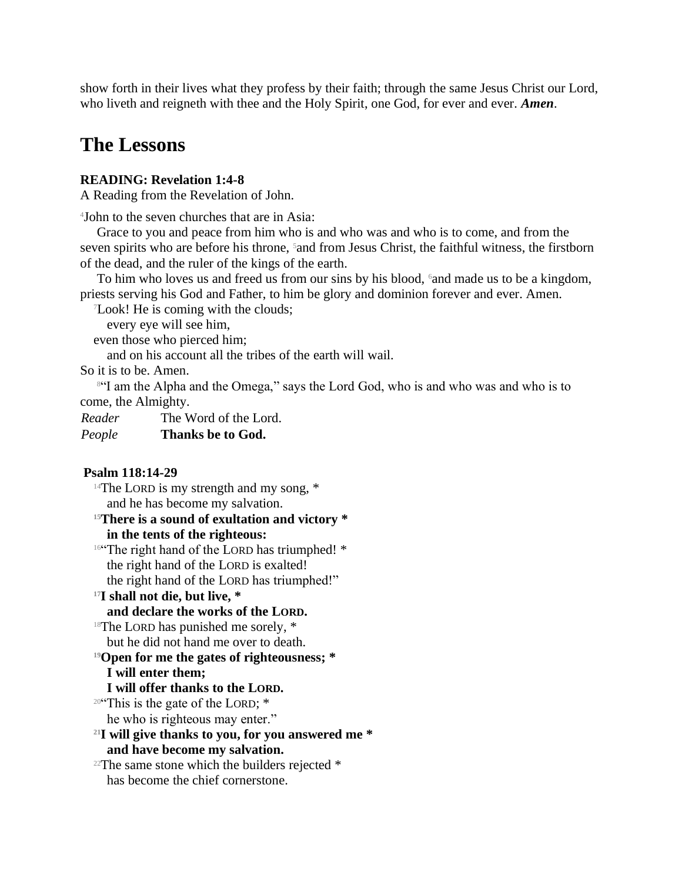show forth in their lives what they profess by their faith; through the same Jesus Christ our Lord, who liveth and reigneth with thee and the Holy Spirit, one God, for ever and ever. ***Amen***.

# The Lessons

**READING: Revelation 1:4-8**

A Reading from the Revelation of John.

[4]John to the seven churches that are in Asia:

Grace to you and peace from him who is and who was and who is to come, and from the seven spirits who are before his throne, [5]and from Jesus Christ, the faithful witness, the firstborn of the dead, and the ruler of the kings of the earth.

To him who loves us and freed us from our sins by his blood, [6]and made us to be a kingdom, priests serving his God and Father, to him be glory and dominion forever and ever. Amen.

[7]Look! He is coming with the clouds;
every eye will see him,
even those who pierced him;
and on his account all the tribes of the earth will wail.
So it is to be. Amen.

[8]"I am the Alpha and the Omega," says the Lord God, who is and who was and who is to come, the Almighty.

*Reader* The Word of the Lord.
*People* **Thanks be to God.**

**Psalm 118:14-29**

[14]The LORD is my strength and my song, *
and he has become my salvation.

**[15]There is a sound of exultation and victory ***
**in the tents of the righteous:**

[16]"The right hand of the LORD has triumphed! *
the right hand of the LORD is exalted!
the right hand of the LORD has triumphed!"

**[17]I shall not die, but live, ***
**and declare the works of the LORD.**

[18]The LORD has punished me sorely, *
but he did not hand me over to death.

**[19]Open for me the gates of righteousness; ***
**I will enter them;**
**I will offer thanks to the LORD.**

[20]"This is the gate of the LORD; *
he who is righteous may enter."

**[21]I will give thanks to you, for you answered me ***
**and have become my salvation.**

[22]The same stone which the builders rejected *
has become the chief cornerstone.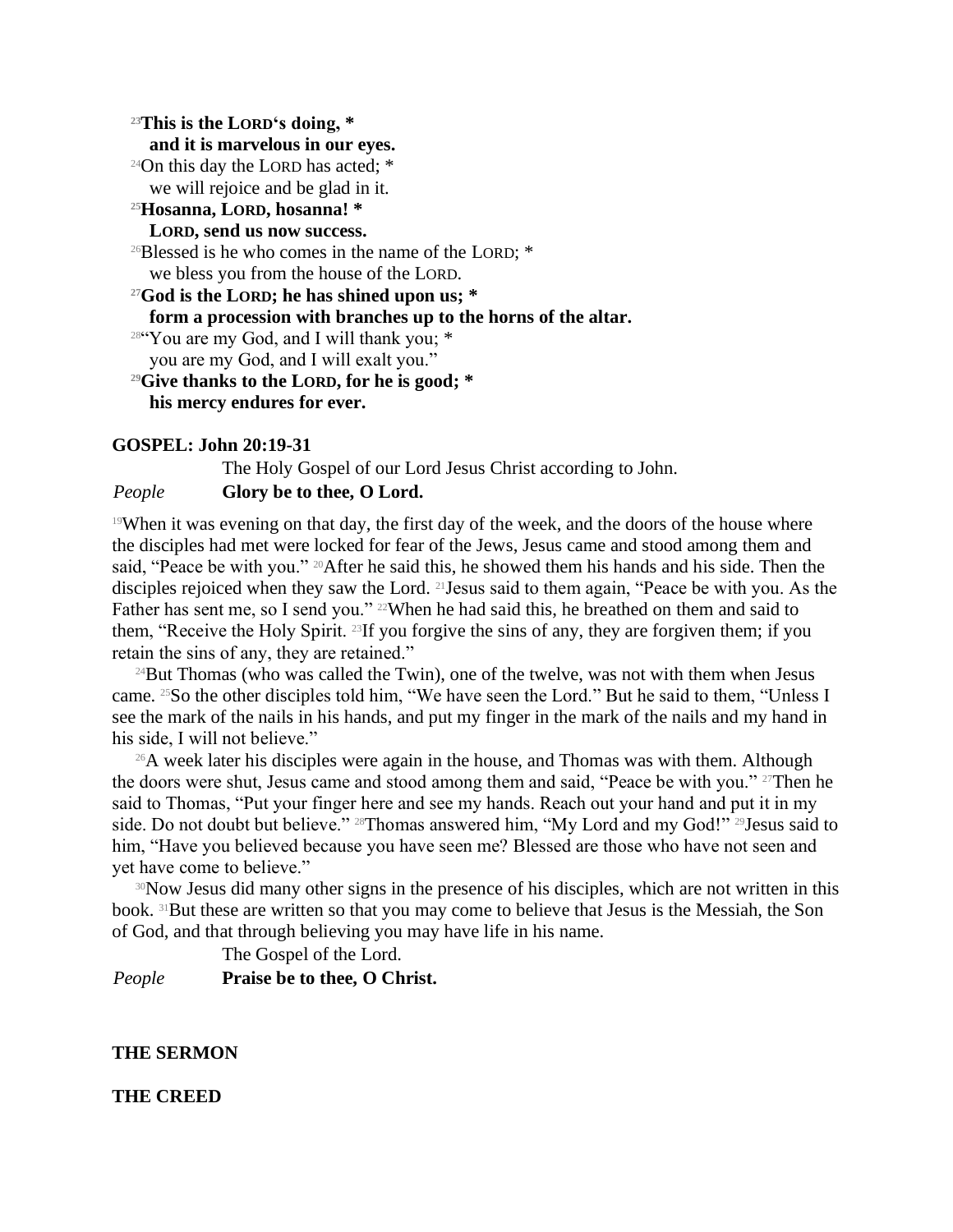[23]**This is the LORD's doing, ***
**and it is marvelous in our eyes.**
[24]On this day the LORD has acted; *
we will rejoice and be glad in it.
[25]**Hosanna, LORD, hosanna! ***
**LORD, send us now success.**
[26]Blessed is he who comes in the name of the LORD; *
we bless you from the house of the LORD.
[27]**God is the LORD; he has shined upon us; ***
**form a procession with branches up to the horns of the altar.**
[28]"You are my God, and I will thank you; *
you are my God, and I will exalt you."
[29]**Give thanks to the LORD, for he is good; ***
**his mercy endures for ever.**

**GOSPEL: John 20:19-31**

The Holy Gospel of our Lord Jesus Christ according to John.

*People* **Glory be to thee, O Lord.**

[19]When it was evening on that day, the first day of the week, and the doors of the house where the disciples had met were locked for fear of the Jews, Jesus came and stood among them and said, "Peace be with you." [20]After he said this, he showed them his hands and his side. Then the disciples rejoiced when they saw the Lord. [21]Jesus said to them again, "Peace be with you. As the Father has sent me, so I send you." [22]When he had said this, he breathed on them and said to them, "Receive the Holy Spirit. [23]If you forgive the sins of any, they are forgiven them; if you retain the sins of any, they are retained."

[24]But Thomas (who was called the Twin), one of the twelve, was not with them when Jesus came. [25]So the other disciples told him, "We have seen the Lord." But he said to them, "Unless I see the mark of the nails in his hands, and put my finger in the mark of the nails and my hand in his side, I will not believe."

[26]A week later his disciples were again in the house, and Thomas was with them. Although the doors were shut, Jesus came and stood among them and said, "Peace be with you." [27]Then he said to Thomas, "Put your finger here and see my hands. Reach out your hand and put it in my side. Do not doubt but believe." [28]Thomas answered him, "My Lord and my God!" [29]Jesus said to him, "Have you believed because you have seen me? Blessed are those who have not seen and yet have come to believe."

[30]Now Jesus did many other signs in the presence of his disciples, which are not written in this book. [31]But these are written so that you may come to believe that Jesus is the Messiah, the Son of God, and that through believing you may have life in his name.

The Gospel of the Lord.

*People* **Praise be to thee, O Christ.**

**THE SERMON**

**THE CREED**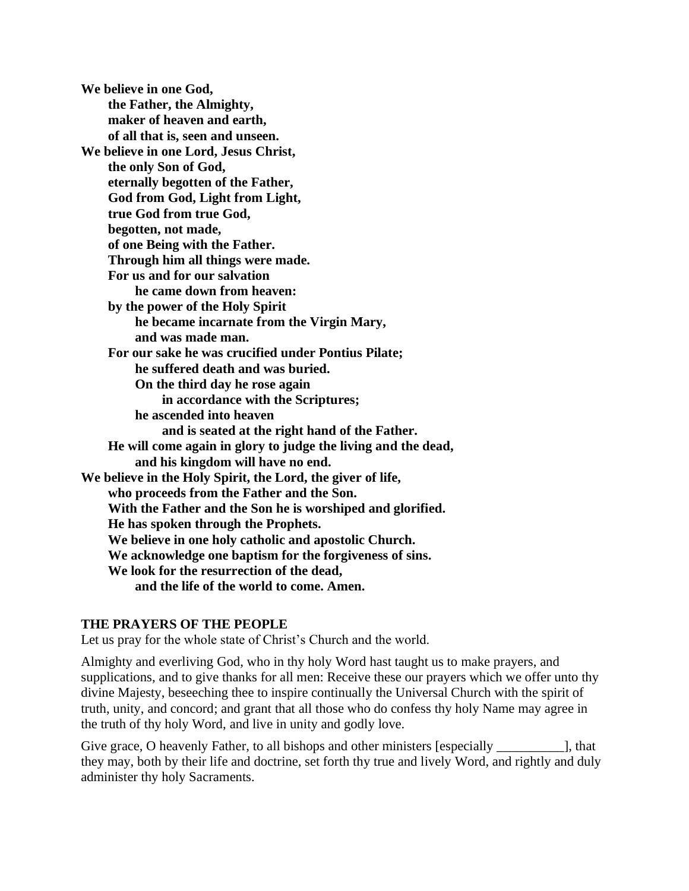**We believe in one God,**
**the Father, the Almighty,**
**maker of heaven and earth,**
**of all that is, seen and unseen.**
**We believe in one Lord, Jesus Christ,**
**the only Son of God,**
**eternally begotten of the Father,**
**God from God, Light from Light,**
**true God from true God,**
**begotten, not made,**
**of one Being with the Father.**
**Through him all things were made.**
**For us and for our salvation**
**he came down from heaven:**
**by the power of the Holy Spirit**
**he became incarnate from the Virgin Mary,**
**and was made man.**
**For our sake he was crucified under Pontius Pilate;**
**he suffered death and was buried.**
**On the third day he rose again**
**in accordance with the Scriptures;**
**he ascended into heaven**
**and is seated at the right hand of the Father.**
**He will come again in glory to judge the living and the dead,**
**and his kingdom will have no end.**
**We believe in the Holy Spirit, the Lord, the giver of life,**
**who proceeds from the Father and the Son.**
**With the Father and the Son he is worshiped and glorified.**
**He has spoken through the Prophets.**
**We believe in one holy catholic and apostolic Church.**
**We acknowledge one baptism for the forgiveness of sins.**
**We look for the resurrection of the dead,**
**and the life of the world to come. Amen.**

**THE PRAYERS OF THE PEOPLE**

Let us pray for the whole state of Christ's Church and the world.

Almighty and everliving God, who in thy holy Word hast taught us to make prayers, and supplications, and to give thanks for all men: Receive these our prayers which we offer unto thy divine Majesty, beseeching thee to inspire continually the Universal Church with the spirit of truth, unity, and concord; and grant that all those who do confess thy holy Name may agree in the truth of thy holy Word, and live in unity and godly love.

Give grace, O heavenly Father, to all bishops and other ministers [especially __________], that they may, both by their life and doctrine, set forth thy true and lively Word, and rightly and duly administer thy holy Sacraments.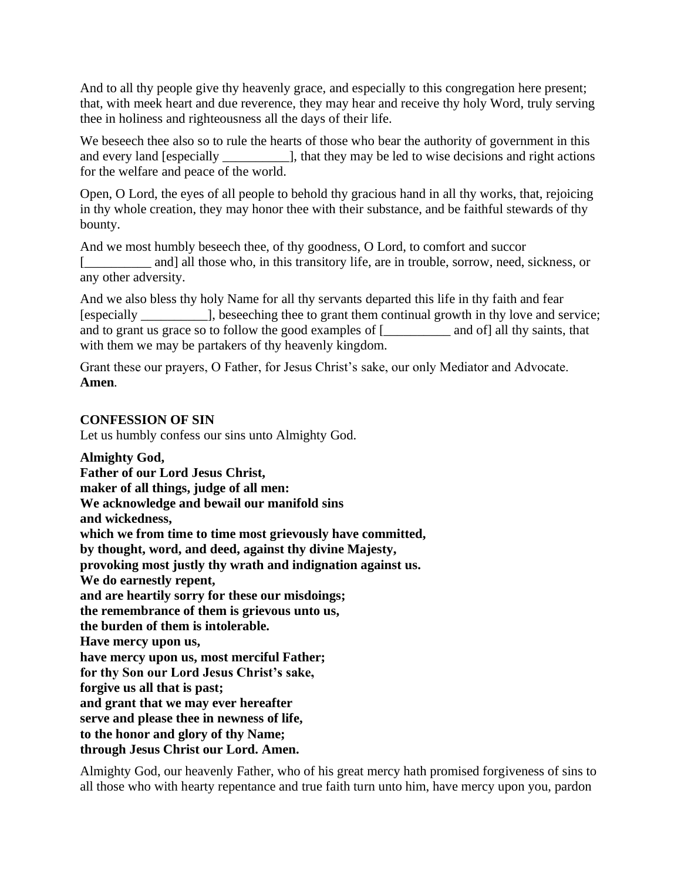And to all thy people give thy heavenly grace, and especially to this congregation here present; that, with meek heart and due reverence, they may hear and receive thy holy Word, truly serving thee in holiness and righteousness all the days of their life.

We beseech thee also so to rule the hearts of those who bear the authority of government in this and every land [especially __________], that they may be led to wise decisions and right actions for the welfare and peace of the world.

Open, O Lord, the eyes of all people to behold thy gracious hand in all thy works, that, rejoicing in thy whole creation, they may honor thee with their substance, and be faithful stewards of thy bounty.

And we most humbly beseech thee, of thy goodness, O Lord, to comfort and succor [__________ and] all those who, in this transitory life, are in trouble, sorrow, need, sickness, or any other adversity.

And we also bless thy holy Name for all thy servants departed this life in thy faith and fear [especially __________], beseeching thee to grant them continual growth in thy love and service; and to grant us grace so to follow the good examples of [__________ and of] all thy saints, that with them we may be partakers of thy heavenly kingdom.

Grant these our prayers, O Father, for Jesus Christ's sake, our only Mediator and Advocate. **Amen**.

**CONFESSION OF SIN**

Let us humbly confess our sins unto Almighty God.

**Almighty God,**
**Father of our Lord Jesus Christ,**
**maker of all things, judge of all men:**
**We acknowledge and bewail our manifold sins**
**and wickedness,**
**which we from time to time most grievously have committed,**
**by thought, word, and deed, against thy divine Majesty,**
**provoking most justly thy wrath and indignation against us.**
**We do earnestly repent,**
**and are heartily sorry for these our misdoings;**
**the remembrance of them is grievous unto us,**
**the burden of them is intolerable.**
**Have mercy upon us,**
**have mercy upon us, most merciful Father;**
**for thy Son our Lord Jesus Christ's sake,**
**forgive us all that is past;**
**and grant that we may ever hereafter**
**serve and please thee in newness of life,**
**to the honor and glory of thy Name;**
**through Jesus Christ our Lord. Amen.**

Almighty God, our heavenly Father, who of his great mercy hath promised forgiveness of sins to all those who with hearty repentance and true faith turn unto him, have mercy upon you, pardon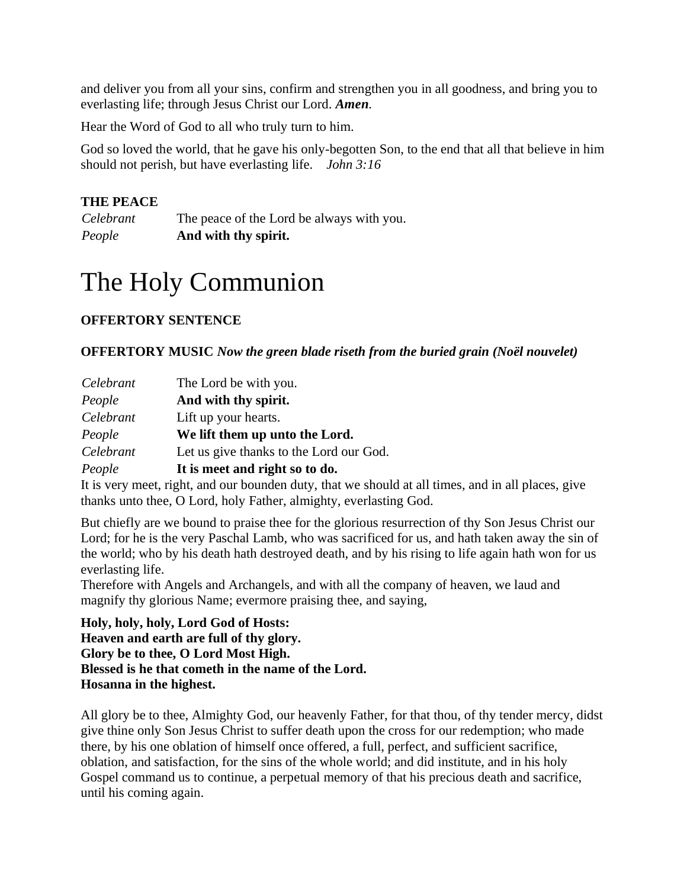and deliver you from all your sins, confirm and strengthen you in all goodness, and bring you to everlasting life; through Jesus Christ our Lord. ***Amen***.

Hear the Word of God to all who truly turn to him.

God so loved the world, that he gave his only-begotten Son, to the end that all that believe in him should not perish, but have everlasting life. *John 3:16*

**THE PEACE**

| | |
|---|---|
| *Celebrant* | The peace of the Lord be always with you. |
| *People* | **And with thy spirit.** |

# The Holy Communion

**OFFERTORY SENTENCE**

**OFFERTORY MUSIC** ***Now the green blade riseth from the buried grain (Noël nouvelet)***

| | |
|---|---|
| *Celebrant* | The Lord be with you. |
| *People* | **And with thy spirit.** |
| *Celebrant* | Lift up your hearts. |
| *People* | **We lift them up unto the Lord.** |
| *Celebrant* | Let us give thanks to the Lord our God. |
| *People* | **It is meet and right so to do.** |

It is very meet, right, and our bounden duty, that we should at all times, and in all places, give thanks unto thee, O Lord, holy Father, almighty, everlasting God.

But chiefly are we bound to praise thee for the glorious resurrection of thy Son Jesus Christ our Lord; for he is the very Paschal Lamb, who was sacrificed for us, and hath taken away the sin of the world; who by his death hath destroyed death, and by his rising to life again hath won for us everlasting life.

Therefore with Angels and Archangels, and with all the company of heaven, we laud and magnify thy glorious Name; evermore praising thee, and saying,

**Holy, holy, holy, Lord God of Hosts:**
**Heaven and earth are full of thy glory.**
**Glory be to thee, O Lord Most High.**
**Blessed is he that cometh in the name of the Lord.**
**Hosanna in the highest.**

All glory be to thee, Almighty God, our heavenly Father, for that thou, of thy tender mercy, didst give thine only Son Jesus Christ to suffer death upon the cross for our redemption; who made there, by his one oblation of himself once offered, a full, perfect, and sufficient sacrifice, oblation, and satisfaction, for the sins of the whole world; and did institute, and in his holy Gospel command us to continue, a perpetual memory of that his precious death and sacrifice, until his coming again.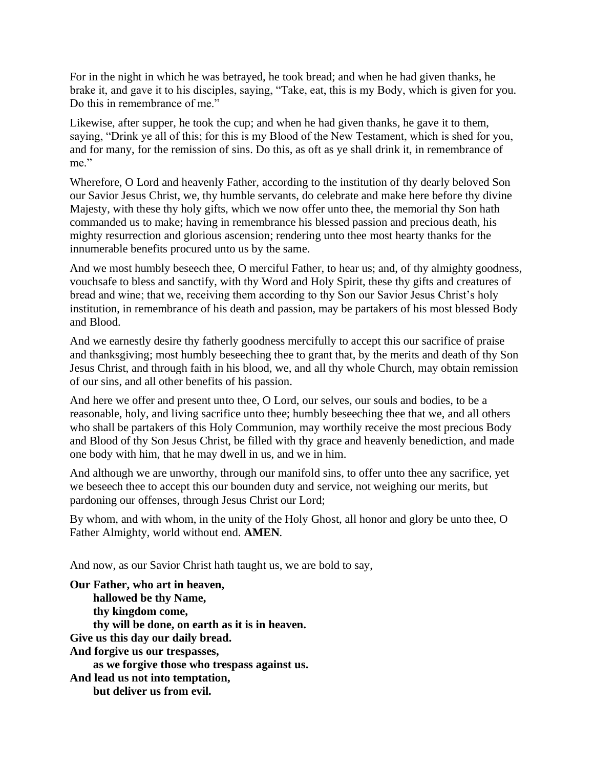For in the night in which he was betrayed, he took bread; and when he had given thanks, he brake it, and gave it to his disciples, saying, "Take, eat, this is my Body, which is given for you. Do this in remembrance of me."

Likewise, after supper, he took the cup; and when he had given thanks, he gave it to them, saying, "Drink ye all of this; for this is my Blood of the New Testament, which is shed for you, and for many, for the remission of sins. Do this, as oft as ye shall drink it, in remembrance of me."

Wherefore, O Lord and heavenly Father, according to the institution of thy dearly beloved Son our Savior Jesus Christ, we, thy humble servants, do celebrate and make here before thy divine Majesty, with these thy holy gifts, which we now offer unto thee, the memorial thy Son hath commanded us to make; having in remembrance his blessed passion and precious death, his mighty resurrection and glorious ascension; rendering unto thee most hearty thanks for the innumerable benefits procured unto us by the same.

And we most humbly beseech thee, O merciful Father, to hear us; and, of thy almighty goodness, vouchsafe to bless and sanctify, with thy Word and Holy Spirit, these thy gifts and creatures of bread and wine; that we, receiving them according to thy Son our Savior Jesus Christ's holy institution, in remembrance of his death and passion, may be partakers of his most blessed Body and Blood.

And we earnestly desire thy fatherly goodness mercifully to accept this our sacrifice of praise and thanksgiving; most humbly beseeching thee to grant that, by the merits and death of thy Son Jesus Christ, and through faith in his blood, we, and all thy whole Church, may obtain remission of our sins, and all other benefits of his passion.

And here we offer and present unto thee, O Lord, our selves, our souls and bodies, to be a reasonable, holy, and living sacrifice unto thee; humbly beseeching thee that we, and all others who shall be partakers of this Holy Communion, may worthily receive the most precious Body and Blood of thy Son Jesus Christ, be filled with thy grace and heavenly benediction, and made one body with him, that he may dwell in us, and we in him.

And although we are unworthy, through our manifold sins, to offer unto thee any sacrifice, yet we beseech thee to accept this our bounden duty and service, not weighing our merits, but pardoning our offenses, through Jesus Christ our Lord;

By whom, and with whom, in the unity of the Holy Ghost, all honor and glory be unto thee, O Father Almighty, world without end. **AMEN**.

And now, as our Savior Christ hath taught us, we are bold to say,

**Our Father, who art in heaven,**
**hallowed be thy Name,**
**thy kingdom come,**
**thy will be done, on earth as it is in heaven.**
**Give us this day our daily bread.**
**And forgive us our trespasses,**
**as we forgive those who trespass against us.**
**And lead us not into temptation,**
**but deliver us from evil.**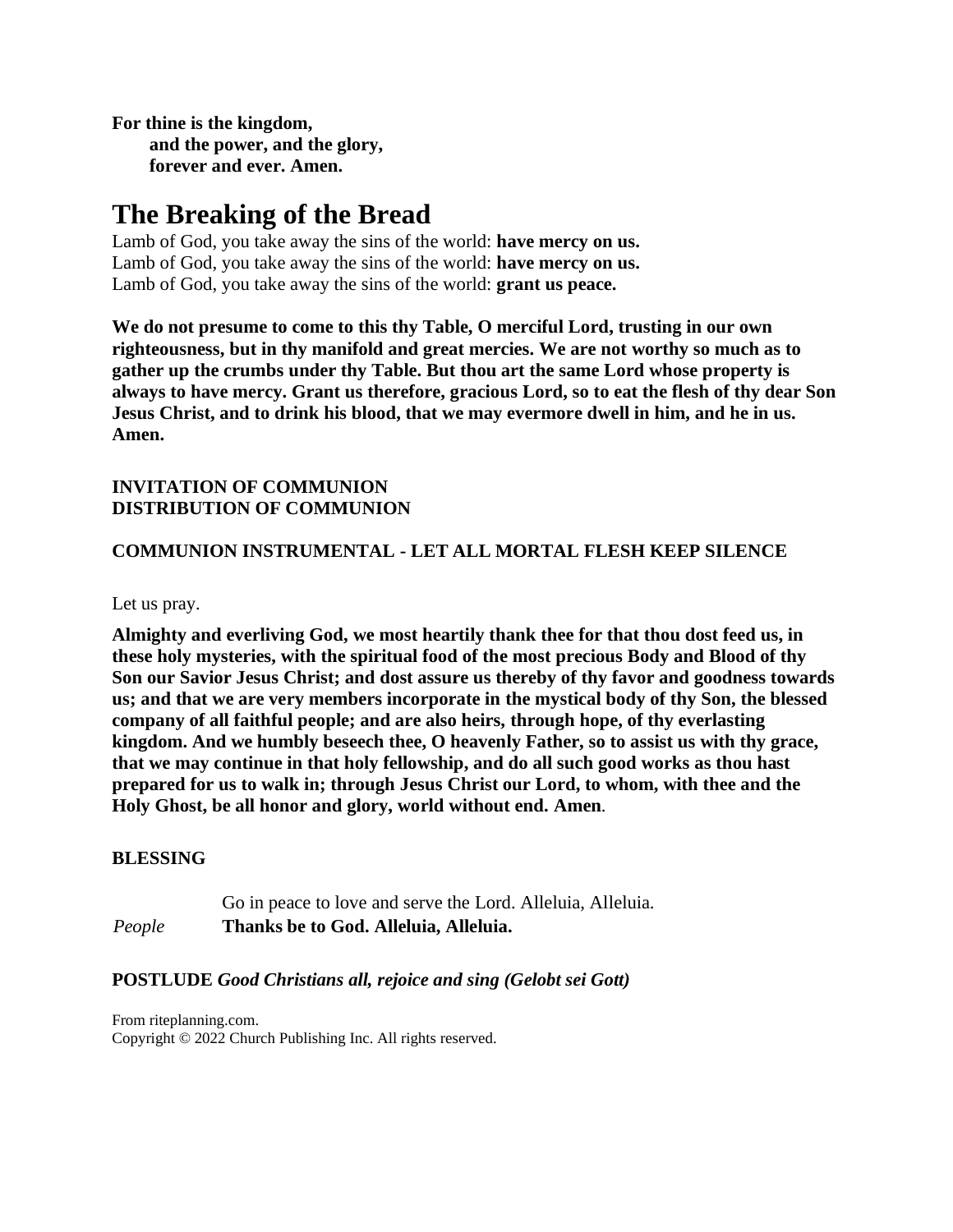**For thine is the kingdom,**
**and the power, and the glory,**
**forever and ever. Amen.**

# The Breaking of the Bread

Lamb of God, you take away the sins of the world: **have mercy on us.**
Lamb of God, you take away the sins of the world: **have mercy on us.**
Lamb of God, you take away the sins of the world: **grant us peace.**

**We do not presume to come to this thy Table, O merciful Lord, trusting in our own righteousness, but in thy manifold and great mercies. We are not worthy so much as to gather up the crumbs under thy Table. But thou art the same Lord whose property is always to have mercy. Grant us therefore, gracious Lord, so to eat the flesh of thy dear Son Jesus Christ, and to drink his blood, that we may evermore dwell in him, and he in us. Amen.**

**INVITATION OF COMMUNION**
**DISTRIBUTION OF COMMUNION**

**COMMUNION INSTRUMENTAL - LET ALL MORTAL FLESH KEEP SILENCE**

Let us pray.

**Almighty and everliving God, we most heartily thank thee for that thou dost feed us, in these holy mysteries, with the spiritual food of the most precious Body and Blood of thy Son our Savior Jesus Christ; and dost assure us thereby of thy favor and goodness towards us; and that we are very members incorporate in the mystical body of thy Son, the blessed company of all faithful people; and are also heirs, through hope, of thy everlasting kingdom. And we humbly beseech thee, O heavenly Father, so to assist us with thy grace, that we may continue in that holy fellowship, and do all such good works as thou hast prepared for us to walk in; through Jesus Christ our Lord, to whom, with thee and the Holy Ghost, be all honor and glory, world without end. Amen**.

**BLESSING**

Go in peace to love and serve the Lord. Alleluia, Alleluia.
*People* **Thanks be to God. Alleluia, Alleluia.**

**POSTLUDE** ***Good Christians all, rejoice and sing (Gelobt sei Gott)***

From riteplanning.com.
Copyright © 2022 Church Publishing Inc. All rights reserved.